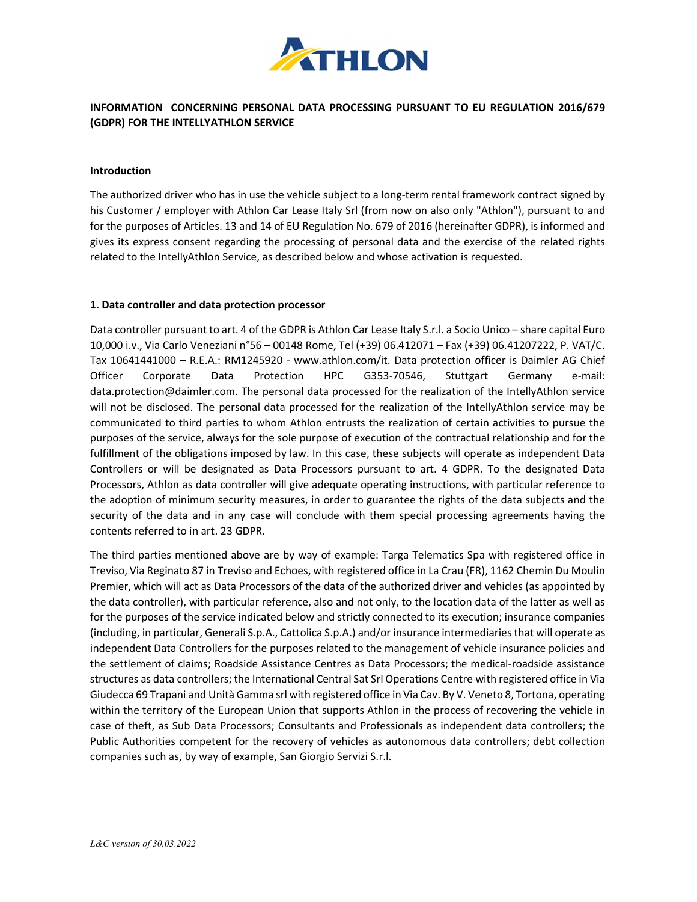ATHLON

**INFORMATION CONCERNING PERSONAL DATA PROCESSING PURSUANT TO EU REGULATION 2016/679 (GDPR) FOR THE INTELLYATHLON SERVICE**

**Introduction**

The authorized driver who has in use the vehicle subject to a long-term rental framework contract signed by his Customer / employer with Athlon Car Lease Italy Srl (from now on also only "Athlon"), pursuant to and for the purposes of Articles. 13 and 14 of EU Regulation No. 679 of 2016 (hereinafter GDPR), is informed and gives its express consent regarding the processing of personal data and the exercise of the related rights related to the IntellyAthlon Service, as described below and whose activation is requested.

**1. Data controller and data protection processor**

Data controller pursuant to art. 4 of the GDPR is Athlon Car Lease Italy S.r.l. a Socio Unico – share capital Euro 10,000 i.v., Via Carlo Veneziani n°56 – 00148 Rome, Tel (+39) 06.412071 – Fax (+39) 06.41207222, P. VAT/C. Tax 10641441000 – R.E.A.: RM1245920 - www.athlon.com/it. Data protection officer is Daimler AG Chief Officer Corporate Data Protection HPC G353-70546, Stuttgart Germany e-mail: data.protection@daimler.com. The personal data processed for the realization of the IntellyAthlon service will not be disclosed. The personal data processed for the realization of the IntellyAthlon service may be communicated to third parties to whom Athlon entrusts the realization of certain activities to pursue the purposes of the service, always for the sole purpose of execution of the contractual relationship and for the fulfillment of the obligations imposed by law. In this case, these subjects will operate as independent Data Controllers or will be designated as Data Processors pursuant to art. 4 GDPR. To the designated Data Processors, Athlon as data controller will give adequate operating instructions, with particular reference to the adoption of minimum security measures, in order to guarantee the rights of the data subjects and the security of the data and in any case will conclude with them special processing agreements having the contents referred to in art. 23 GDPR.

The third parties mentioned above are by way of example: Targa Telematics Spa with registered office in Treviso, Via Reginato 87 in Treviso and Echoes, with registered office in La Crau (FR), 1162 Chemin Du Moulin Premier, which will act as Data Processors of the data of the authorized driver and vehicles (as appointed by the data controller), with particular reference, also and not only, to the location data of the latter as well as for the purposes of the service indicated below and strictly connected to its execution; insurance companies (including, in particular, Generali S.p.A., Cattolica S.p.A.) and/or insurance intermediaries that will operate as independent Data Controllers for the purposes related to the management of vehicle insurance policies and the settlement of claims; Roadside Assistance Centres as Data Processors; the medical-roadside assistance structures as data controllers; the International Central Sat Srl Operations Centre with registered office in Via Giudecca 69 Trapani and Unità Gamma srl with registered office in Via Cav. By V. Veneto 8, Tortona, operating within the territory of the European Union that supports Athlon in the process of recovering the vehicle in case of theft, as Sub Data Processors; Consultants and Professionals as independent data controllers; the Public Authorities competent for the recovery of vehicles as autonomous data controllers; debt collection companies such as, by way of example, San Giorgio Servizi S.r.l.

*L&C version of 30.03.2022*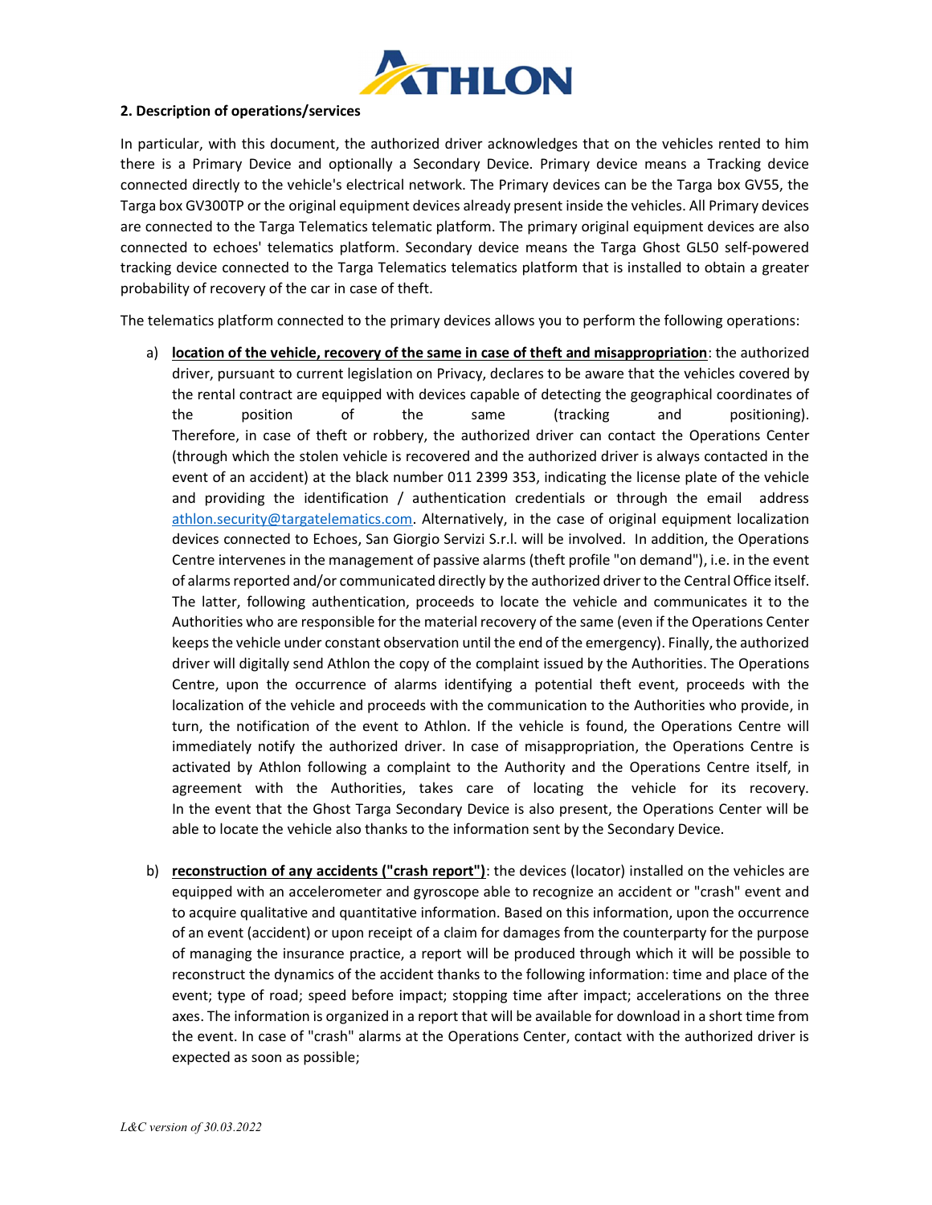## 2. Description of operations/services

In particular, with this document, the authorized driver acknowledges that on the vehicles rented to him there is a Primary Device and optionally a Secondary Device. Primary device means a Tracking device connected directly to the vehicle's electrical network. The Primary devices can be the Targa box GV55, the Targa box GV300TP or the original equipment devices already present inside the vehicles. All Primary devices are connected to the Targa Telematics telematic platform. The primary original equipment devices are also connected to echoes' telematics platform. Secondary device means the Targa Ghost GL50 self-powered tracking device connected to the Targa Telematics telematics platform that is installed to obtain a greater probability of recovery of the car in case of theft.

The telematics platform connected to the primary devices allows you to perform the following operations:

a) **location of the vehicle, recovery of the same in case of theft and misappropriation**: the authorized driver, pursuant to current legislation on Privacy, declares to be aware that the vehicles covered by the rental contract are equipped with devices capable of detecting the geographical coordinates of the position of the same (tracking and positioning). Therefore, in case of theft or robbery, the authorized driver can contact the Operations Center (through which the stolen vehicle is recovered and the authorized driver is always contacted in the event of an accident) at the black number 011 2399 353, indicating the license plate of the vehicle and providing the identification / authentication credentials or through the email address athlon.security@targatelematics.com. Alternatively, in the case of original equipment localization devices connected to Echoes, San Giorgio Servizi S.r.l. will be involved. In addition, the Operations Centre intervenes in the management of passive alarms (theft profile "on demand"), i.e. in the event of alarms reported and/or communicated directly by the authorized driver to the Central Office itself. The latter, following authentication, proceeds to locate the vehicle and communicates it to the Authorities who are responsible for the material recovery of the same (even if the Operations Center keeps the vehicle under constant observation until the end of the emergency). Finally, the authorized driver will digitally send Athlon the copy of the complaint issued by the Authorities. The Operations Centre, upon the occurrence of alarms identifying a potential theft event, proceeds with the localization of the vehicle and proceeds with the communication to the Authorities who provide, in turn, the notification of the event to Athlon. If the vehicle is found, the Operations Centre will immediately notify the authorized driver. In case of misappropriation, the Operations Centre is activated by Athlon following a complaint to the Authority and the Operations Centre itself, in agreement with the Authorities, takes care of locating the vehicle for its recovery. In the event that the Ghost Targa Secondary Device is also present, the Operations Center will be able to locate the vehicle also thanks to the information sent by the Secondary Device.

b) **reconstruction of any accidents ("crash report")**: the devices (locator) installed on the vehicles are equipped with an accelerometer and gyroscope able to recognize an accident or "crash" event and to acquire qualitative and quantitative information. Based on this information, upon the occurrence of an event (accident) or upon receipt of a claim for damages from the counterparty for the purpose of managing the insurance practice, a report will be produced through which it will be possible to reconstruct the dynamics of the accident thanks to the following information: time and place of the event; type of road; speed before impact; stopping time after impact; accelerations on the three axes. The information is organized in a report that will be available for download in a short time from the event. In case of "crash" alarms at the Operations Center, contact with the authorized driver is expected as soon as possible;

*L&C version of 30.03.2022*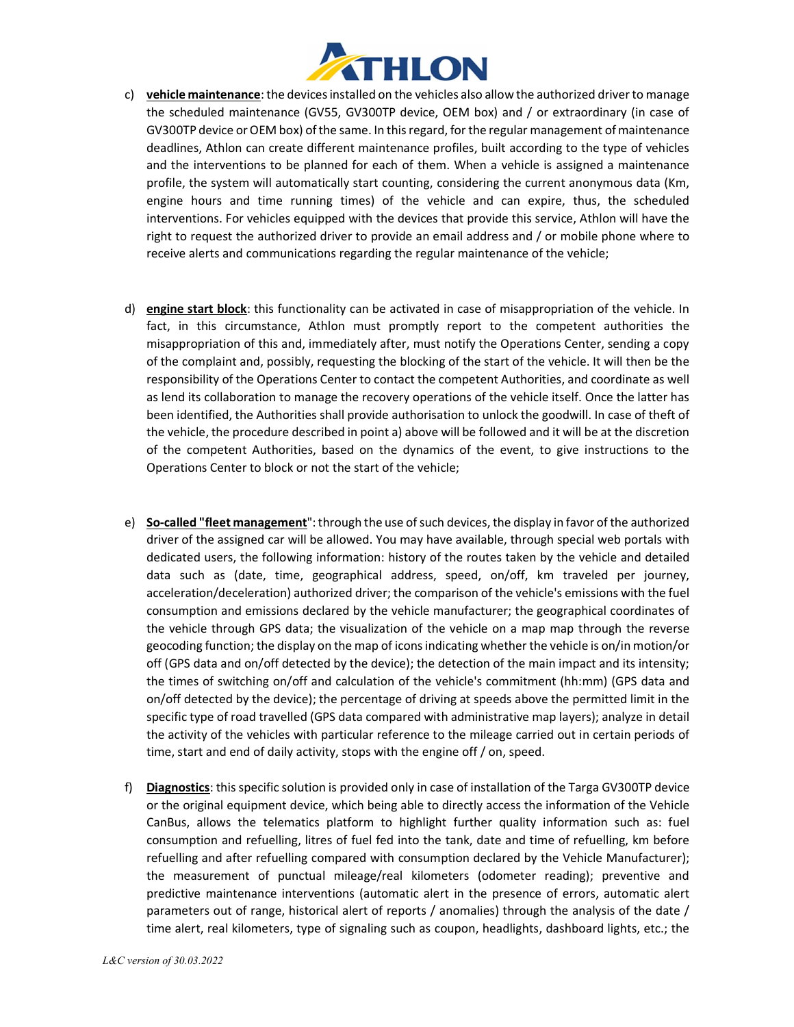c) **vehicle maintenance**: the devices installed on the vehicles also allow the authorized driver to manage the scheduled maintenance (GV55, GV300TP device, OEM box) and / or extraordinary (in case of GV300TP device or OEM box) of the same. In this regard, for the regular management of maintenance deadlines, Athlon can create different maintenance profiles, built according to the type of vehicles and the interventions to be planned for each of them. When a vehicle is assigned a maintenance profile, the system will automatically start counting, considering the current anonymous data (Km, engine hours and time running times) of the vehicle and can expire, thus, the scheduled interventions. For vehicles equipped with the devices that provide this service, Athlon will have the right to request the authorized driver to provide an email address and / or mobile phone where to receive alerts and communications regarding the regular maintenance of the vehicle;

d) **engine start block**: this functionality can be activated in case of misappropriation of the vehicle. In fact, in this circumstance, Athlon must promptly report to the competent authorities the misappropriation of this and, immediately after, must notify the Operations Center, sending a copy of the complaint and, possibly, requesting the blocking of the start of the vehicle. It will then be the responsibility of the Operations Center to contact the competent Authorities, and coordinate as well as lend its collaboration to manage the recovery operations of the vehicle itself. Once the latter has been identified, the Authorities shall provide authorisation to unlock the goodwill. In case of theft of the vehicle, the procedure described in point a) above will be followed and it will be at the discretion of the competent Authorities, based on the dynamics of the event, to give instructions to the Operations Center to block or not the start of the vehicle;

e) **So-called "fleet management**": through the use of such devices, the display in favor of the authorized driver of the assigned car will be allowed. You may have available, through special web portals with dedicated users, the following information: history of the routes taken by the vehicle and detailed data such as (date, time, geographical address, speed, on/off, km traveled per journey, acceleration/deceleration) authorized driver; the comparison of the vehicle's emissions with the fuel consumption and emissions declared by the vehicle manufacturer; the geographical coordinates of the vehicle through GPS data; the visualization of the vehicle on a map map through the reverse geocoding function; the display on the map of icons indicating whether the vehicle is on/in motion/or off (GPS data and on/off detected by the device); the detection of the main impact and its intensity; the times of switching on/off and calculation of the vehicle's commitment (hh:mm) (GPS data and on/off detected by the device); the percentage of driving at speeds above the permitted limit in the specific type of road travelled (GPS data compared with administrative map layers); analyze in detail the activity of the vehicles with particular reference to the mileage carried out in certain periods of time, start and end of daily activity, stops with the engine off / on, speed.

f) **Diagnostics**: this specific solution is provided only in case of installation of the Targa GV300TP device or the original equipment device, which being able to directly access the information of the Vehicle CanBus, allows the telematics platform to highlight further quality information such as: fuel consumption and refuelling, litres of fuel fed into the tank, date and time of refuelling, km before refuelling and after refuelling compared with consumption declared by the Vehicle Manufacturer); the measurement of punctual mileage/real kilometers (odometer reading); preventive and predictive maintenance interventions (automatic alert in the presence of errors, automatic alert parameters out of range, historical alert of reports / anomalies) through the analysis of the date / time alert, real kilometers, type of signaling such as coupon, headlights, dashboard lights, etc.; the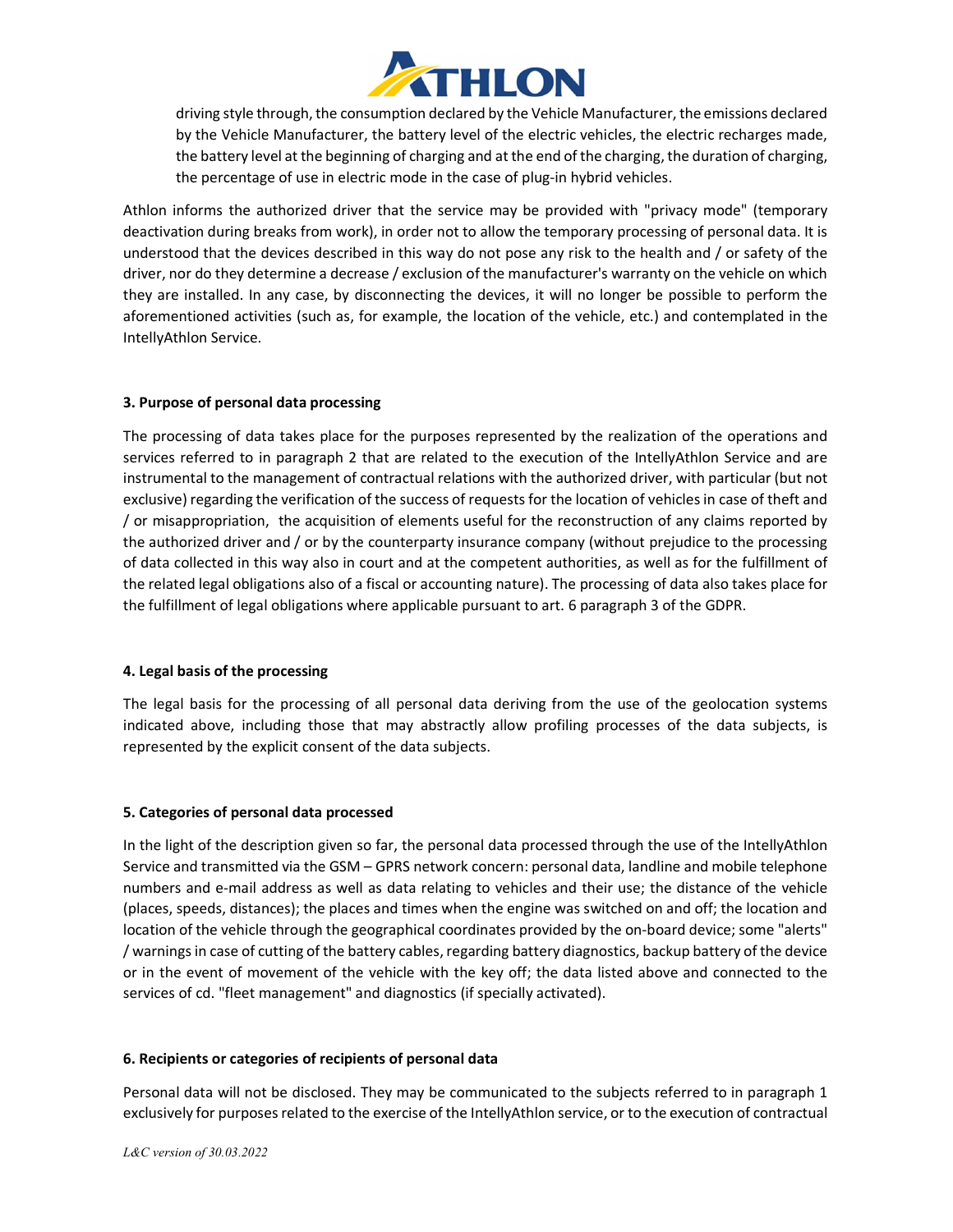driving style through, the consumption declared by the Vehicle Manufacturer, the emissions declared by the Vehicle Manufacturer, the battery level of the electric vehicles, the electric recharges made, the battery level at the beginning of charging and at the end of the charging, the duration of charging, the percentage of use in electric mode in the case of plug-in hybrid vehicles.

Athlon informs the authorized driver that the service may be provided with "privacy mode" (temporary deactivation during breaks from work), in order not to allow the temporary processing of personal data. It is understood that the devices described in this way do not pose any risk to the health and / or safety of the driver, nor do they determine a decrease / exclusion of the manufacturer's warranty on the vehicle on which they are installed. In any case, by disconnecting the devices, it will no longer be possible to perform the aforementioned activities (such as, for example, the location of the vehicle, etc.) and contemplated in the IntellyAthlon Service.

**3. Purpose of personal data processing**

The processing of data takes place for the purposes represented by the realization of the operations and services referred to in paragraph 2 that are related to the execution of the IntellyAthlon Service and are instrumental to the management of contractual relations with the authorized driver, with particular (but not exclusive) regarding the verification of the success of requests for the location of vehicles in case of theft and / or misappropriation, the acquisition of elements useful for the reconstruction of any claims reported by the authorized driver and / or by the counterparty insurance company (without prejudice to the processing of data collected in this way also in court and at the competent authorities, as well as for the fulfillment of the related legal obligations also of a fiscal or accounting nature). The processing of data also takes place for the fulfillment of legal obligations where applicable pursuant to art. 6 paragraph 3 of the GDPR.

**4. Legal basis of the processing**

The legal basis for the processing of all personal data deriving from the use of the geolocation systems indicated above, including those that may abstractly allow profiling processes of the data subjects, is represented by the explicit consent of the data subjects.

**5. Categories of personal data processed**

In the light of the description given so far, the personal data processed through the use of the IntellyAthlon Service and transmitted via the GSM – GPRS network concern: personal data, landline and mobile telephone numbers and e-mail address as well as data relating to vehicles and their use; the distance of the vehicle (places, speeds, distances); the places and times when the engine was switched on and off; the location and location of the vehicle through the geographical coordinates provided by the on-board device; some "alerts" / warnings in case of cutting of the battery cables, regarding battery diagnostics, backup battery of the device or in the event of movement of the vehicle with the key off; the data listed above and connected to the services of cd. "fleet management" and diagnostics (if specially activated).

**6. Recipients or categories of recipients of personal data**

Personal data will not be disclosed. They may be communicated to the subjects referred to in paragraph 1 exclusively for purposes related to the exercise of the IntellyAthlon service, or to the execution of contractual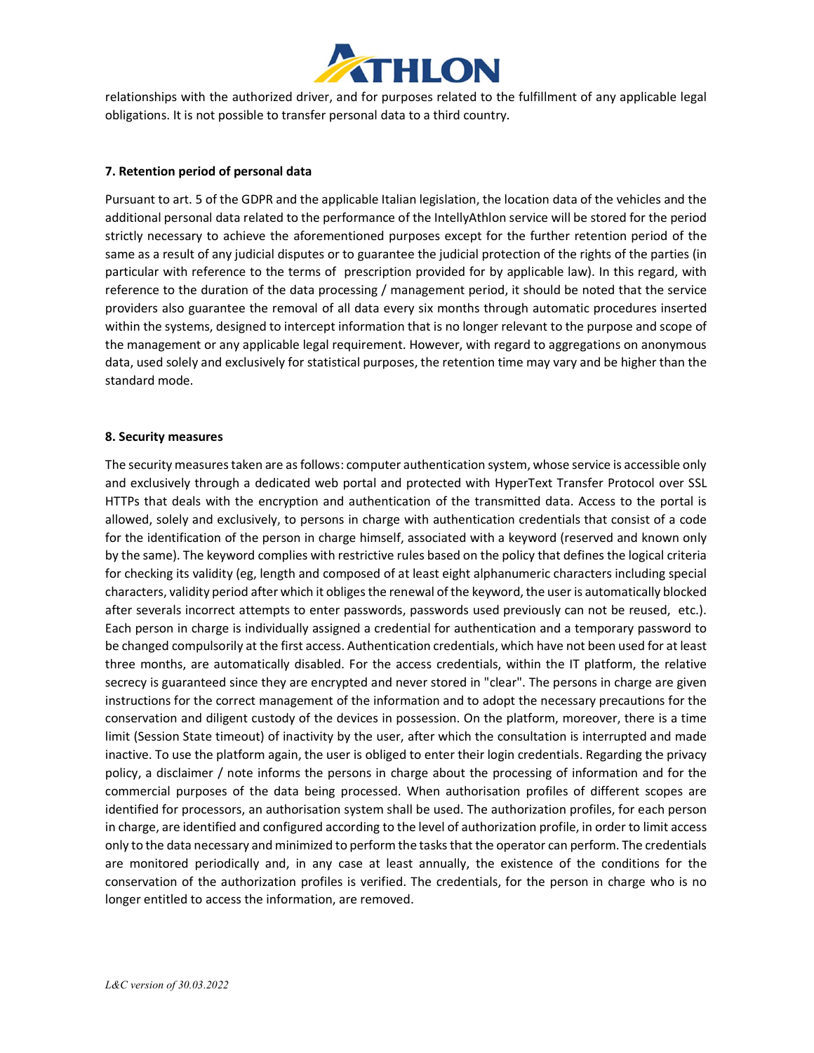relationships with the authorized driver, and for purposes related to the fulfillment of any applicable legal obligations. It is not possible to transfer personal data to a third country.

**7. Retention period of personal data**

Pursuant to art. 5 of the GDPR and the applicable Italian legislation, the location data of the vehicles and the additional personal data related to the performance of the IntellyAthlon service will be stored for the period strictly necessary to achieve the aforementioned purposes except for the further retention period of the same as a result of any judicial disputes or to guarantee the judicial protection of the rights of the parties (in particular with reference to the terms of prescription provided for by applicable law). In this regard, with reference to the duration of the data processing / management period, it should be noted that the service providers also guarantee the removal of all data every six months through automatic procedures inserted within the systems, designed to intercept information that is no longer relevant to the purpose and scope of the management or any applicable legal requirement. However, with regard to aggregations on anonymous data, used solely and exclusively for statistical purposes, the retention time may vary and be higher than the standard mode.

**8. Security measures**

The security measures taken are as follows: computer authentication system, whose service is accessible only and exclusively through a dedicated web portal and protected with HyperText Transfer Protocol over SSL HTTPs that deals with the encryption and authentication of the transmitted data. Access to the portal is allowed, solely and exclusively, to persons in charge with authentication credentials that consist of a code for the identification of the person in charge himself, associated with a keyword (reserved and known only by the same). The keyword complies with restrictive rules based on the policy that defines the logical criteria for checking its validity (eg, length and composed of at least eight alphanumeric characters including special characters, validity period after which it obliges the renewal of the keyword, the user is automatically blocked after severals incorrect attempts to enter passwords, passwords used previously can not be reused, etc.). Each person in charge is individually assigned a credential for authentication and a temporary password to be changed compulsorily at the first access. Authentication credentials, which have not been used for at least three months, are automatically disabled. For the access credentials, within the IT platform, the relative secrecy is guaranteed since they are encrypted and never stored in "clear". The persons in charge are given instructions for the correct management of the information and to adopt the necessary precautions for the conservation and diligent custody of the devices in possession. On the platform, moreover, there is a time limit (Session State timeout) of inactivity by the user, after which the consultation is interrupted and made inactive. To use the platform again, the user is obliged to enter their login credentials. Regarding the privacy policy, a disclaimer / note informs the persons in charge about the processing of information and for the commercial purposes of the data being processed. When authorisation profiles of different scopes are identified for processors, an authorisation system shall be used. The authorization profiles, for each person in charge, are identified and configured according to the level of authorization profile, in order to limit access only to the data necessary and minimized to perform the tasks that the operator can perform. The credentials are monitored periodically and, in any case at least annually, the existence of the conditions for the conservation of the authorization profiles is verified. The credentials, for the person in charge who is no longer entitled to access the information, are removed.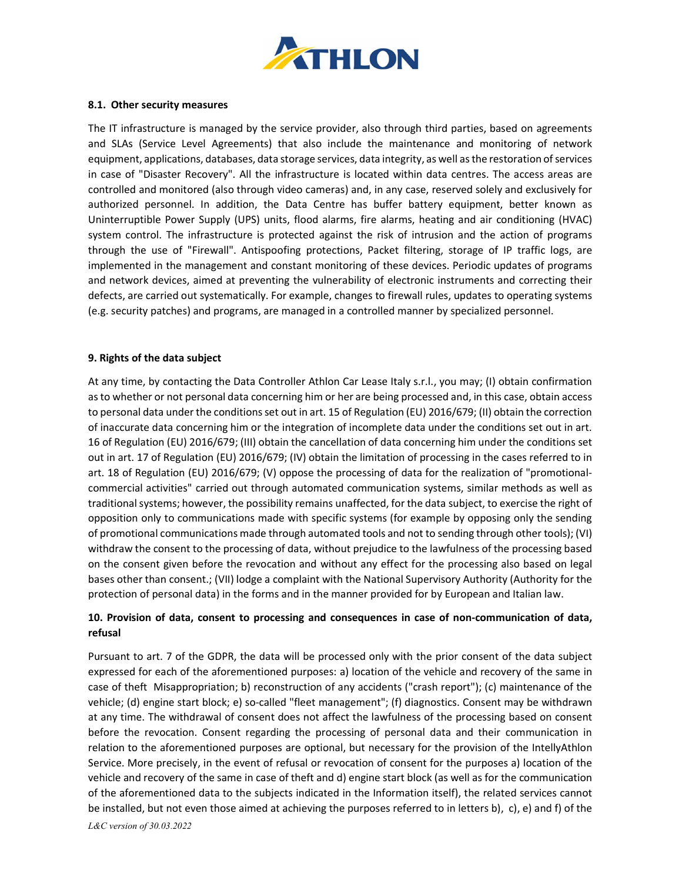### 8.1. Other security measures

The IT infrastructure is managed by the service provider, also through third parties, based on agreements and SLAs (Service Level Agreements) that also include the maintenance and monitoring of network equipment, applications, databases, data storage services, data integrity, as well as the restoration of services in case of "Disaster Recovery". All the infrastructure is located within data centres. The access areas are controlled and monitored (also through video cameras) and, in any case, reserved solely and exclusively for authorized personnel. In addition, the Data Centre has buffer battery equipment, better known as Uninterruptible Power Supply (UPS) units, flood alarms, fire alarms, heating and air conditioning (HVAC) system control. The infrastructure is protected against the risk of intrusion and the action of programs through the use of "Firewall". Antispoofing protections, Packet filtering, storage of IP traffic logs, are implemented in the management and constant monitoring of these devices. Periodic updates of programs and network devices, aimed at preventing the vulnerability of electronic instruments and correcting their defects, are carried out systematically. For example, changes to firewall rules, updates to operating systems (e.g. security patches) and programs, are managed in a controlled manner by specialized personnel.

## 9. Rights of the data subject

At any time, by contacting the Data Controller Athlon Car Lease Italy s.r.l., you may; (I) obtain confirmation as to whether or not personal data concerning him or her are being processed and, in this case, obtain access to personal data under the conditions set out in art. 15 of Regulation (EU) 2016/679; (II) obtain the correction of inaccurate data concerning him or the integration of incomplete data under the conditions set out in art. 16 of Regulation (EU) 2016/679; (III) obtain the cancellation of data concerning him under the conditions set out in art. 17 of Regulation (EU) 2016/679; (IV) obtain the limitation of processing in the cases referred to in art. 18 of Regulation (EU) 2016/679; (V) oppose the processing of data for the realization of "promotional-commercial activities" carried out through automated communication systems, similar methods as well as traditional systems; however, the possibility remains unaffected, for the data subject, to exercise the right of opposition only to communications made with specific systems (for example by opposing only the sending of promotional communications made through automated tools and not to sending through other tools); (VI) withdraw the consent to the processing of data, without prejudice to the lawfulness of the processing based on the consent given before the revocation and without any effect for the processing also based on legal bases other than consent.; (VII) lodge a complaint with the National Supervisory Authority (Authority for the protection of personal data) in the forms and in the manner provided for by European and Italian law.

## 10. Provision of data, consent to processing and consequences in case of non-communication of data, refusal

Pursuant to art. 7 of the GDPR, the data will be processed only with the prior consent of the data subject expressed for each of the aforementioned purposes: a) location of the vehicle and recovery of the same in case of theft Misappropriation; b) reconstruction of any accidents ("crash report"); (c) maintenance of the vehicle; (d) engine start block; e) so-called "fleet management"; (f) diagnostics. Consent may be withdrawn at any time. The withdrawal of consent does not affect the lawfulness of the processing based on consent before the revocation. Consent regarding the processing of personal data and their communication in relation to the aforementioned purposes are optional, but necessary for the provision of the IntellyAthlon Service. More precisely, in the event of refusal or revocation of consent for the purposes a) location of the vehicle and recovery of the same in case of theft and d) engine start block (as well as for the communication of the aforementioned data to the subjects indicated in the Information itself), the related services cannot be installed, but not even those aimed at achieving the purposes referred to in letters b), c), e) and f) of the

*L&C version of 30.03.2022*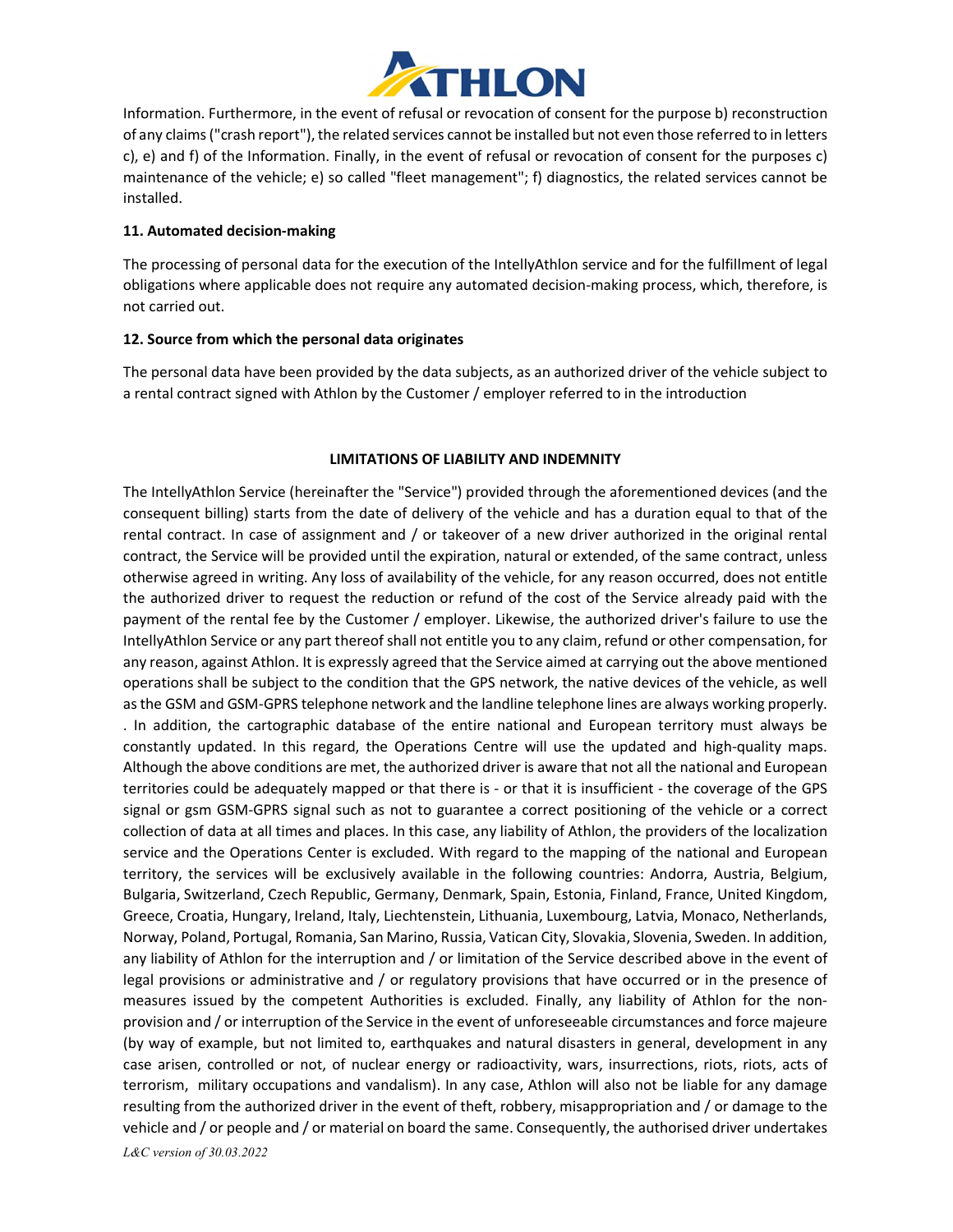Information. Furthermore, in the event of refusal or revocation of consent for the purpose b) reconstruction of any claims ("crash report"), the related services cannot be installed but not even those referred to in letters c), e) and f) of the Information. Finally, in the event of refusal or revocation of consent for the purposes c) maintenance of the vehicle; e) so called "fleet management"; f) diagnostics, the related services cannot be installed.

**11. Automated decision-making**

The processing of personal data for the execution of the IntellyAthlon service and for the fulfillment of legal obligations where applicable does not require any automated decision-making process, which, therefore, is not carried out.

**12. Source from which the personal data originates**

The personal data have been provided by the data subjects, as an authorized driver of the vehicle subject to a rental contract signed with Athlon by the Customer / employer referred to in the introduction

**LIMITATIONS OF LIABILITY AND INDEMNITY**

The IntellyAthlon Service (hereinafter the "Service") provided through the aforementioned devices (and the consequent billing) starts from the date of delivery of the vehicle and has a duration equal to that of the rental contract. In case of assignment and / or takeover of a new driver authorized in the original rental contract, the Service will be provided until the expiration, natural or extended, of the same contract, unless otherwise agreed in writing. Any loss of availability of the vehicle, for any reason occurred, does not entitle the authorized driver to request the reduction or refund of the cost of the Service already paid with the payment of the rental fee by the Customer / employer. Likewise, the authorized driver's failure to use the IntellyAthlon Service or any part thereof shall not entitle you to any claim, refund or other compensation, for any reason, against Athlon. It is expressly agreed that the Service aimed at carrying out the above mentioned operations shall be subject to the condition that the GPS network, the native devices of the vehicle, as well as the GSM and GSM-GPRS telephone network and the landline telephone lines are always working properly. . In addition, the cartographic database of the entire national and European territory must always be constantly updated. In this regard, the Operations Centre will use the updated and high-quality maps. Although the above conditions are met, the authorized driver is aware that not all the national and European territories could be adequately mapped or that there is - or that it is insufficient - the coverage of the GPS signal or gsm GSM-GPRS signal such as not to guarantee a correct positioning of the vehicle or a correct collection of data at all times and places. In this case, any liability of Athlon, the providers of the localization service and the Operations Center is excluded. With regard to the mapping of the national and European territory, the services will be exclusively available in the following countries: Andorra, Austria, Belgium, Bulgaria, Switzerland, Czech Republic, Germany, Denmark, Spain, Estonia, Finland, France, United Kingdom, Greece, Croatia, Hungary, Ireland, Italy, Liechtenstein, Lithuania, Luxembourg, Latvia, Monaco, Netherlands, Norway, Poland, Portugal, Romania, San Marino, Russia, Vatican City, Slovakia, Slovenia, Sweden. In addition, any liability of Athlon for the interruption and / or limitation of the Service described above in the event of legal provisions or administrative and / or regulatory provisions that have occurred or in the presence of measures issued by the competent Authorities is excluded. Finally, any liability of Athlon for the non-provision and / or interruption of the Service in the event of unforeseeable circumstances and force majeure (by way of example, but not limited to, earthquakes and natural disasters in general, development in any case arisen, controlled or not, of nuclear energy or radioactivity, wars, insurrections, riots, riots, acts of terrorism, military occupations and vandalism). In any case, Athlon will also not be liable for any damage resulting from the authorized driver in the event of theft, robbery, misappropriation and / or damage to the vehicle and / or people and / or material on board the same. Consequently, the authorised driver undertakes

*L&C version of 30.03.2022*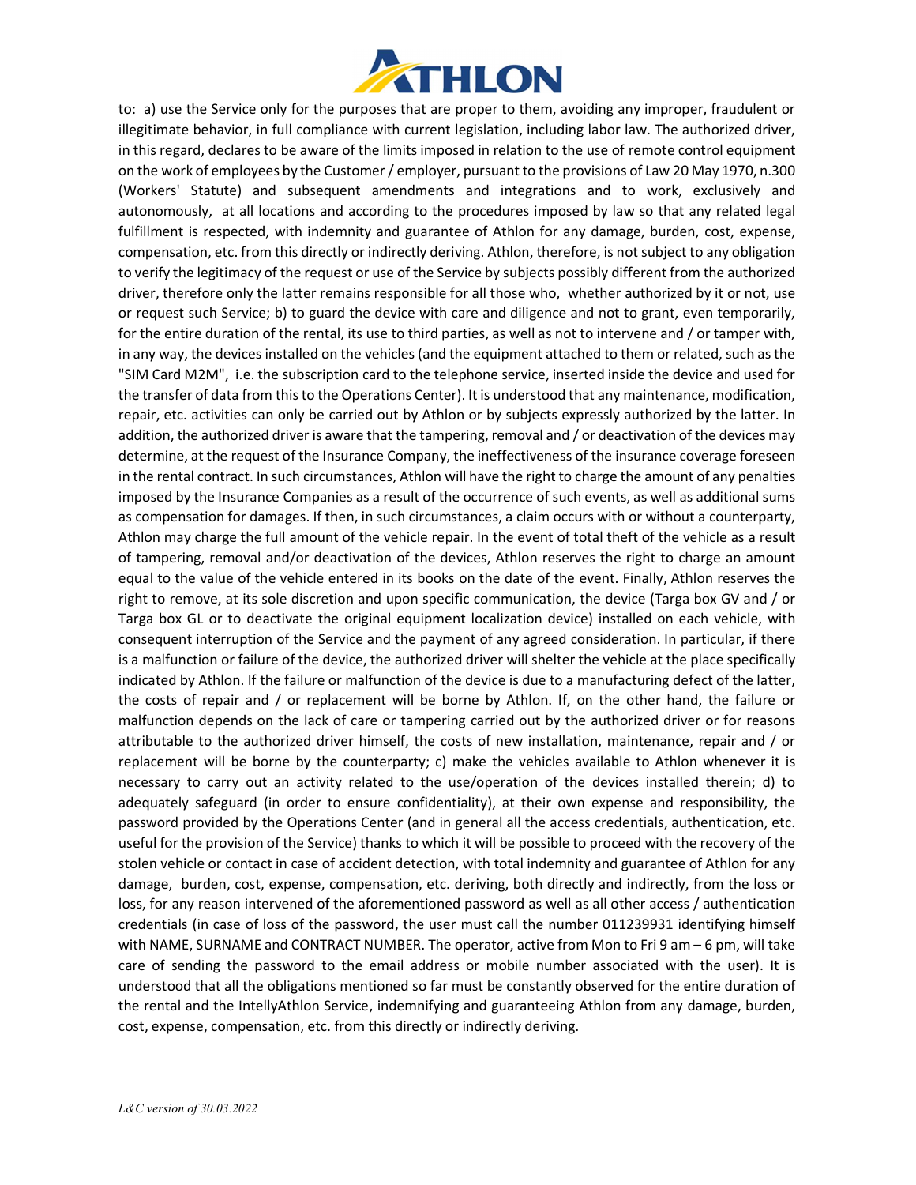to: a) use the Service only for the purposes that are proper to them, avoiding any improper, fraudulent or illegitimate behavior, in full compliance with current legislation, including labor law. The authorized driver, in this regard, declares to be aware of the limits imposed in relation to the use of remote control equipment on the work of employees by the Customer / employer, pursuant to the provisions of Law 20 May 1970, n.300 (Workers' Statute) and subsequent amendments and integrations and to work, exclusively and autonomously, at all locations and according to the procedures imposed by law so that any related legal fulfillment is respected, with indemnity and guarantee of Athlon for any damage, burden, cost, expense, compensation, etc. from this directly or indirectly deriving. Athlon, therefore, is not subject to any obligation to verify the legitimacy of the request or use of the Service by subjects possibly different from the authorized driver, therefore only the latter remains responsible for all those who, whether authorized by it or not, use or request such Service; b) to guard the device with care and diligence and not to grant, even temporarily, for the entire duration of the rental, its use to third parties, as well as not to intervene and / or tamper with, in any way, the devices installed on the vehicles (and the equipment attached to them or related, such as the "SIM Card M2M", i.e. the subscription card to the telephone service, inserted inside the device and used for the transfer of data from this to the Operations Center). It is understood that any maintenance, modification, repair, etc. activities can only be carried out by Athlon or by subjects expressly authorized by the latter. In addition, the authorized driver is aware that the tampering, removal and / or deactivation of the devices may determine, at the request of the Insurance Company, the ineffectiveness of the insurance coverage foreseen in the rental contract. In such circumstances, Athlon will have the right to charge the amount of any penalties imposed by the Insurance Companies as a result of the occurrence of such events, as well as additional sums as compensation for damages. If then, in such circumstances, a claim occurs with or without a counterparty, Athlon may charge the full amount of the vehicle repair. In the event of total theft of the vehicle as a result of tampering, removal and/or deactivation of the devices, Athlon reserves the right to charge an amount equal to the value of the vehicle entered in its books on the date of the event. Finally, Athlon reserves the right to remove, at its sole discretion and upon specific communication, the device (Targa box GV and / or Targa box GL or to deactivate the original equipment localization device) installed on each vehicle, with consequent interruption of the Service and the payment of any agreed consideration. In particular, if there is a malfunction or failure of the device, the authorized driver will shelter the vehicle at the place specifically indicated by Athlon. If the failure or malfunction of the device is due to a manufacturing defect of the latter, the costs of repair and / or replacement will be borne by Athlon. If, on the other hand, the failure or malfunction depends on the lack of care or tampering carried out by the authorized driver or for reasons attributable to the authorized driver himself, the costs of new installation, maintenance, repair and / or replacement will be borne by the counterparty; c) make the vehicles available to Athlon whenever it is necessary to carry out an activity related to the use/operation of the devices installed therein; d) to adequately safeguard (in order to ensure confidentiality), at their own expense and responsibility, the password provided by the Operations Center (and in general all the access credentials, authentication, etc. useful for the provision of the Service) thanks to which it will be possible to proceed with the recovery of the stolen vehicle or contact in case of accident detection, with total indemnity and guarantee of Athlon for any damage, burden, cost, expense, compensation, etc. deriving, both directly and indirectly, from the loss or loss, for any reason intervened of the aforementioned password as well as all other access / authentication credentials (in case of loss of the password, the user must call the number 011239931 identifying himself with NAME, SURNAME and CONTRACT NUMBER. The operator, active from Mon to Fri 9 am – 6 pm, will take care of sending the password to the email address or mobile number associated with the user). It is understood that all the obligations mentioned so far must be constantly observed for the entire duration of the rental and the IntellyAthlon Service, indemnifying and guaranteeing Athlon from any damage, burden, cost, expense, compensation, etc. from this directly or indirectly deriving.